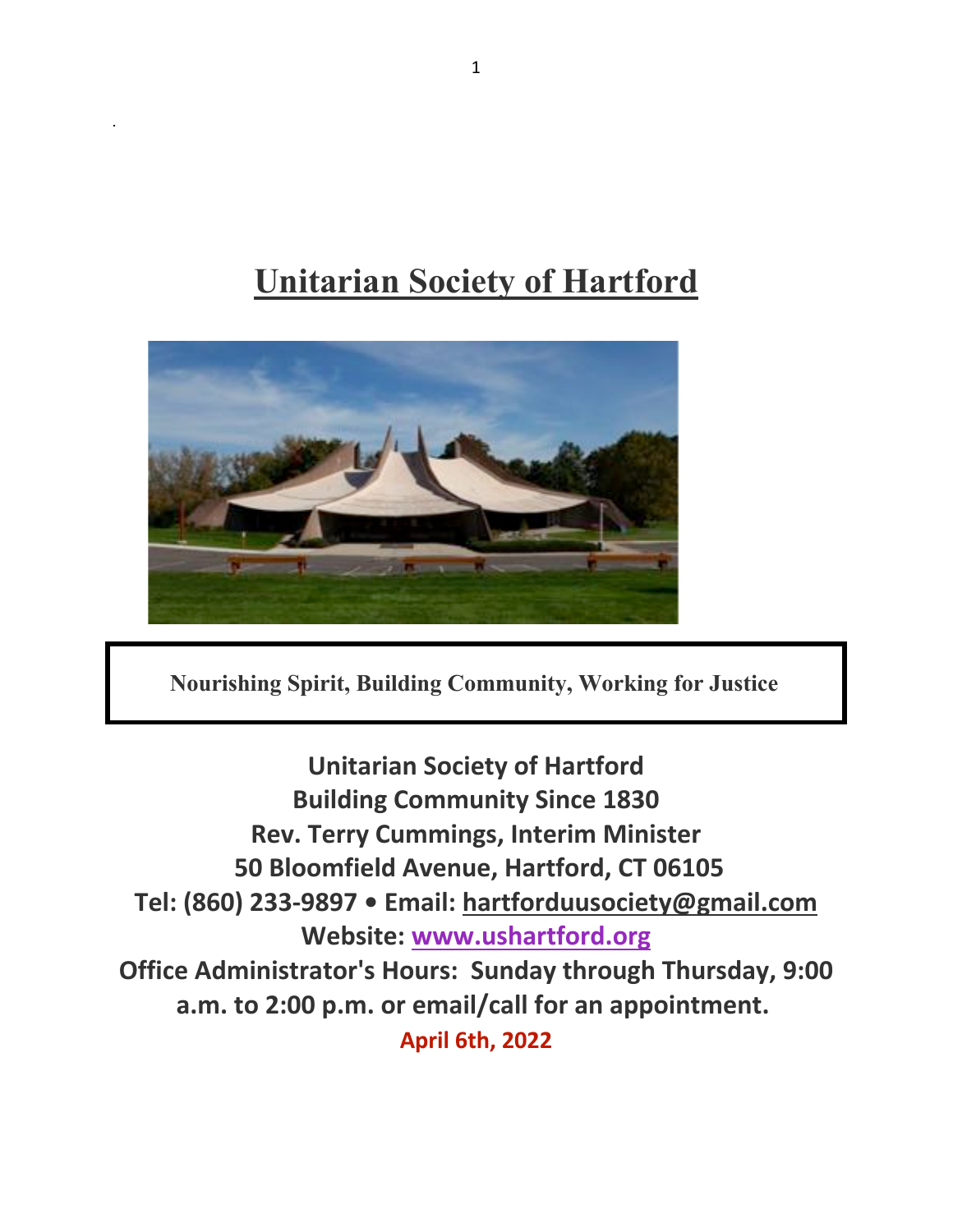# Unitarian Society of Hartford

**Nourishing Spirit, Building Community, Working for Justice**

**Unitarian Society of Hartford**
**Building Community Since 1830**
**Rev. Terry Cummings, Interim Minister**
**50 Bloomfield Avenue, Hartford, CT 06105**
**Tel: (860) 233-9897 • Email: hartforduusociety@gmail.com**
**Website: www.ushartford.org**
**Office Administrator's Hours: Sunday through Thursday, 9:00 a.m. to 2:00 p.m. or email/call for an appointment.**

**April 6th, 2022**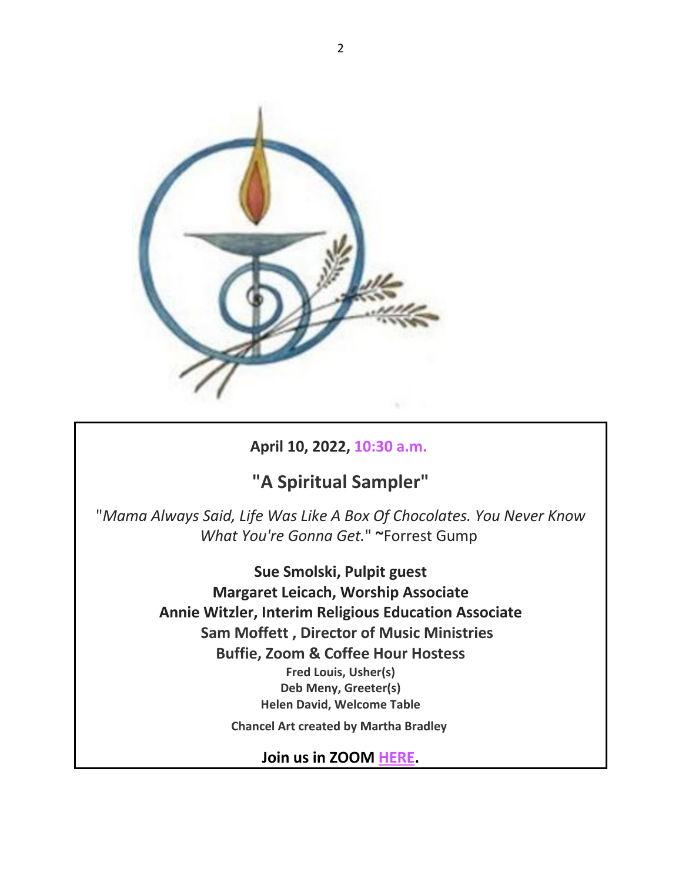**April 10, 2022, 10:30 a.m.**

## "A Spiritual Sampler"

"*Mama Always Said, Life Was Like A Box Of Chocolates. You Never Know What You're Gonna Get.*" **~**Forrest Gump

**Sue Smolski, Pulpit guest**
**Margaret Leicach, Worship Associate**
**Annie Witzler, Interim Religious Education Associate**
**Sam Moffett , Director of Music Ministries**
**Buffie, Zoom & Coffee Hour Hostess**
**Fred Louis, Usher(s)**
**Deb Meny, Greeter(s)**
**Helen David, Welcome Table**

**Chancel Art created by Martha Bradley**

**Join us in ZOOM HERE.**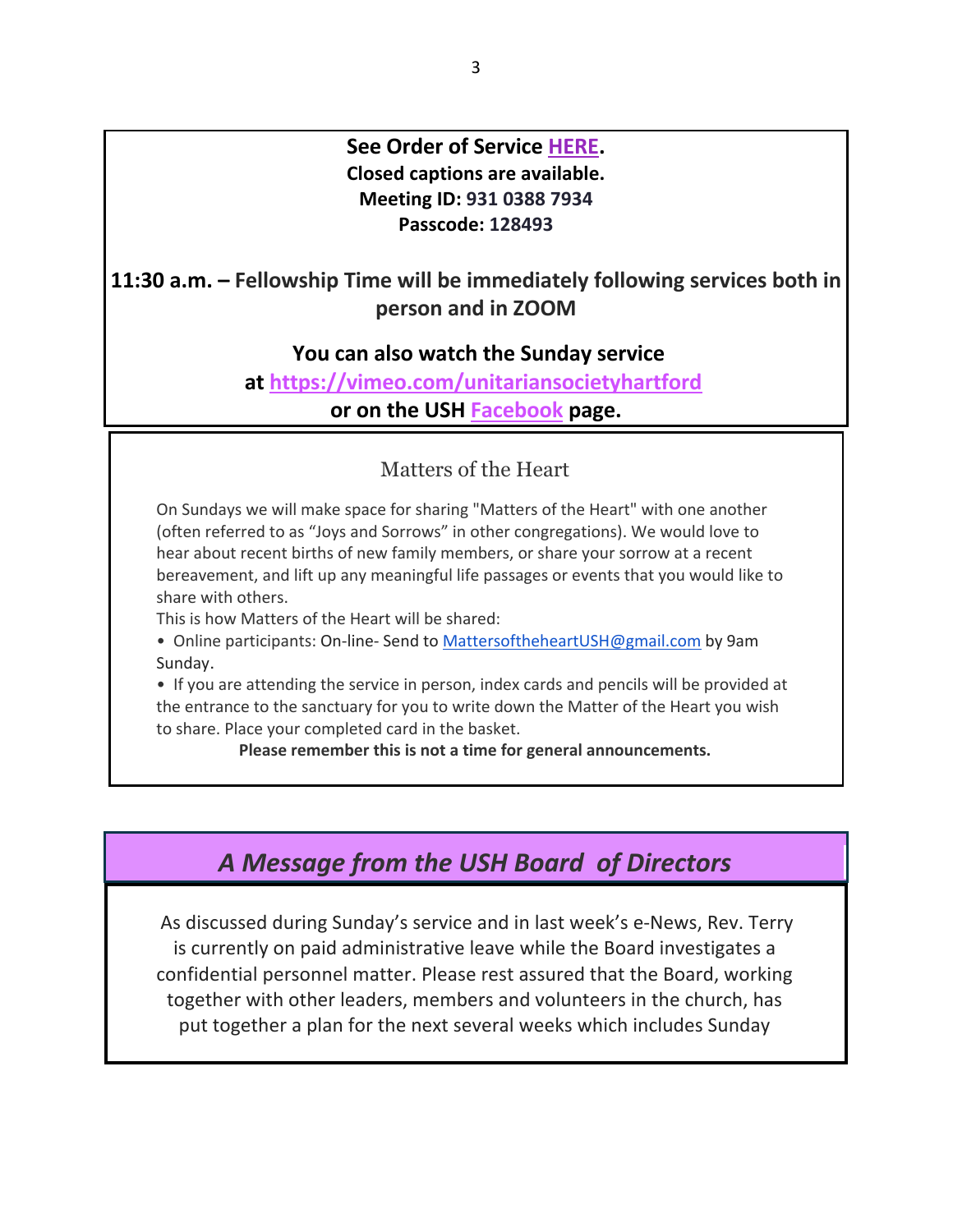**See Order of Service HERE.**
**Closed captions are available.**
**Meeting ID: 931 0388 7934**
**Passcode: 128493**

**11:30 a.m. – Fellowship Time will be immediately following services both in person and in ZOOM**

**You can also watch the Sunday service at https://vimeo.com/unitariansocietyhartford or on the USH Facebook page.**

## Matters of the Heart

On Sundays we will make space for sharing "Matters of the Heart" with one another (often referred to as "Joys and Sorrows" in other congregations). We would love to hear about recent births of new family members, or share your sorrow at a recent bereavement, and lift up any meaningful life passages or events that you would like to share with others.

This is how Matters of the Heart will be shared:

- Online participants: On-line- Send to MattersoftheheartUSH@gmail.com by 9am Sunday.
- If you are attending the service in person, index cards and pencils will be provided at the entrance to the sanctuary for you to write down the Matter of the Heart you wish to share. Place your completed card in the basket.

**Please remember this is not a time for general announcements.**

## *A Message from the USH Board of Directors*

As discussed during Sunday's service and in last week's e-News, Rev. Terry is currently on paid administrative leave while the Board investigates a confidential personnel matter. Please rest assured that the Board, working together with other leaders, members and volunteers in the church, has put together a plan for the next several weeks which includes Sunday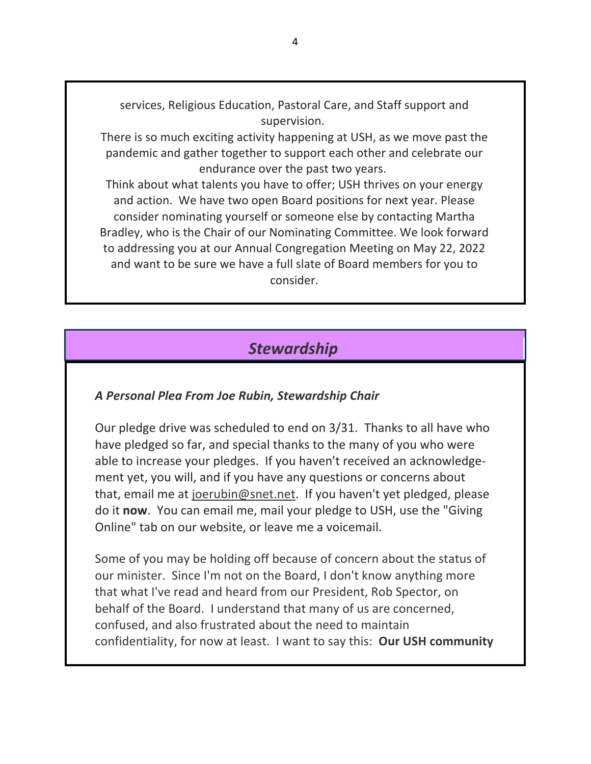services, Religious Education, Pastoral Care, and Staff support and supervision.

There is so much exciting activity happening at USH, as we move past the pandemic and gather together to support each other and celebrate our endurance over the past two years.

Think about what talents you have to offer; USH thrives on your energy and action. We have two open Board positions for next year. Please consider nominating yourself or someone else by contacting Martha Bradley, who is the Chair of our Nominating Committee. We look forward to addressing you at our Annual Congregation Meeting on May 22, 2022 and want to be sure we have a full slate of Board members for you to consider.

## *Stewardship*

***A Personal Plea From Joe Rubin, Stewardship Chair***

Our pledge drive was scheduled to end on 3/31. Thanks to all have who have pledged so far, and special thanks to the many of you who were able to increase your pledges. If you haven't received an acknowledgement yet, you will, and if you have any questions or concerns about that, email me at joerubin@snet.net. If you haven't yet pledged, please do it **now**. You can email me, mail your pledge to USH, use the "Giving Online" tab on our website, or leave me a voicemail.

Some of you may be holding off because of concern about the status of our minister. Since I'm not on the Board, I don't know anything more that what I've read and heard from our President, Rob Spector, on behalf of the Board. I understand that many of us are concerned, confused, and also frustrated about the need to maintain confidentiality, for now at least. I want to say this: **Our USH community**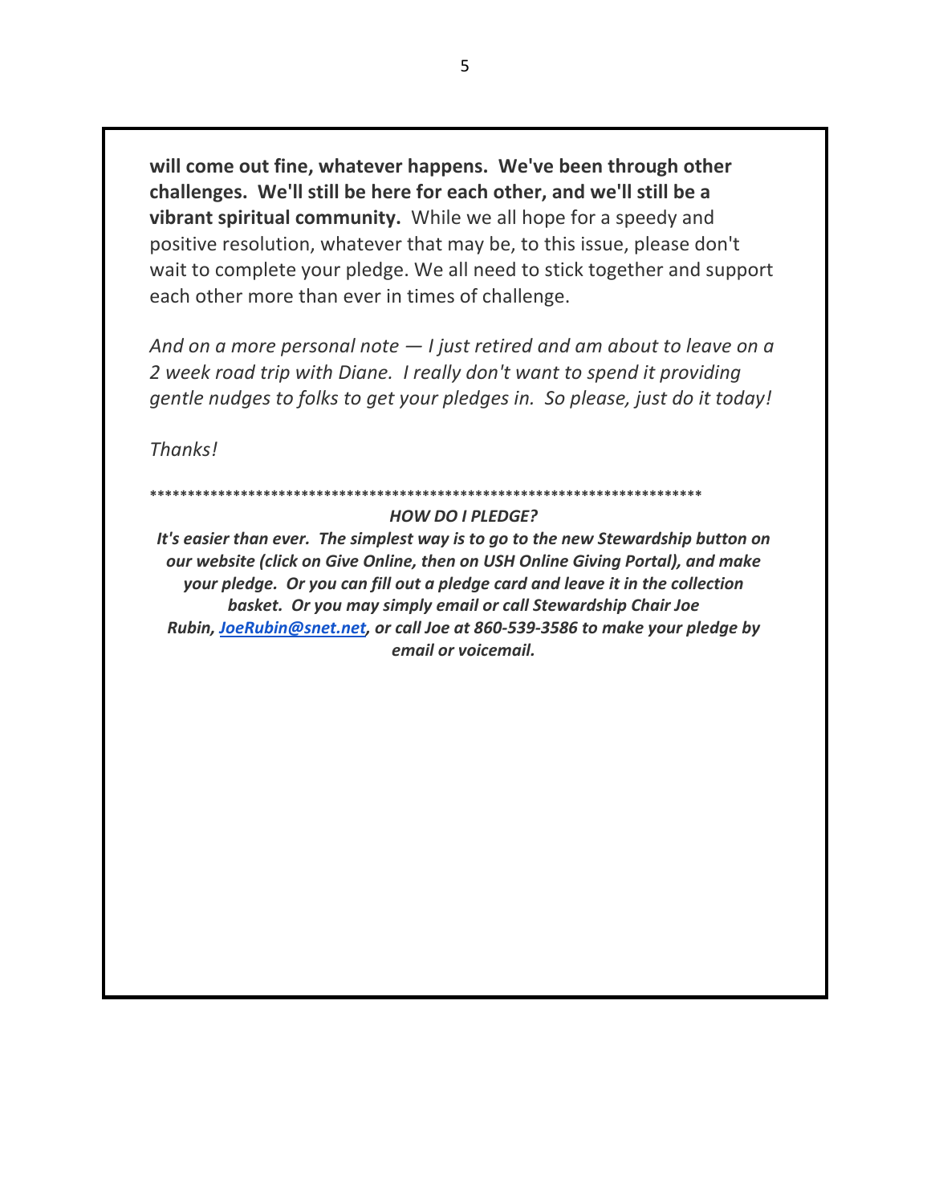**will come out fine, whatever happens. We've been through other challenges. We'll still be here for each other, and we'll still be a vibrant spiritual community.** While we all hope for a speedy and positive resolution, whatever that may be, to this issue, please don't wait to complete your pledge. We all need to stick together and support each other more than ever in times of challenge.

*And on a more personal note — I just retired and am about to leave on a 2 week road trip with Diane. I really don't want to spend it providing gentle nudges to folks to get your pledges in. So please, just do it today!*

*Thanks!*

***************************************************************************

***HOW DO I PLEDGE?***

***It's easier than ever. The simplest way is to go to the new Stewardship button on our website (click on Give Online, then on USH Online Giving Portal), and make your pledge. Or you can fill out a pledge card and leave it in the collection basket. Or you may simply email or call Stewardship Chair Joe Rubin, [JoeRubin@snet.net](mailto:JoeRubin@snet.net), or call Joe at 860-539-3586 to make your pledge by email or voicemail.***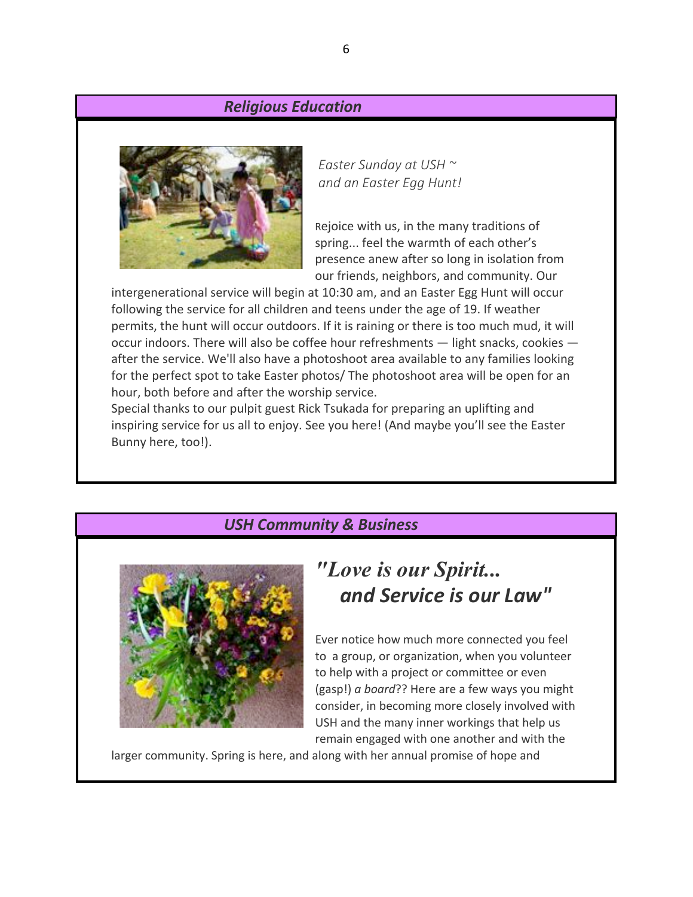## *Religious Education*

*Easter Sunday at USH ~*
*and an Easter Egg Hunt!*

Rejoice with us, in the many traditions of spring... feel the warmth of each other's presence anew after so long in isolation from our friends, neighbors, and community. Our intergenerational service will begin at 10:30 am, and an Easter Egg Hunt will occur following the service for all children and teens under the age of 19. If weather permits, the hunt will occur outdoors. If it is raining or there is too much mud, it will occur indoors. There will also be coffee hour refreshments — light snacks, cookies — after the service. We'll also have a photoshoot area available to any families looking for the perfect spot to take Easter photos/ The photoshoot area will be open for an hour, both before and after the worship service.

Special thanks to our pulpit guest Rick Tsukada for preparing an uplifting and inspiring service for us all to enjoy. See you here! (And maybe you'll see the Easter Bunny here, too!).

## *USH Community & Business*

### *"Love is our Spirit... and Service is our Law"*

Ever notice how much more connected you feel to a group, or organization, when you volunteer to help with a project or committee or even (gasp!) *a board*?? Here are a few ways you might consider, in becoming more closely involved with USH and the many inner workings that help us remain engaged with one another and with the larger community. Spring is here, and along with her annual promise of hope and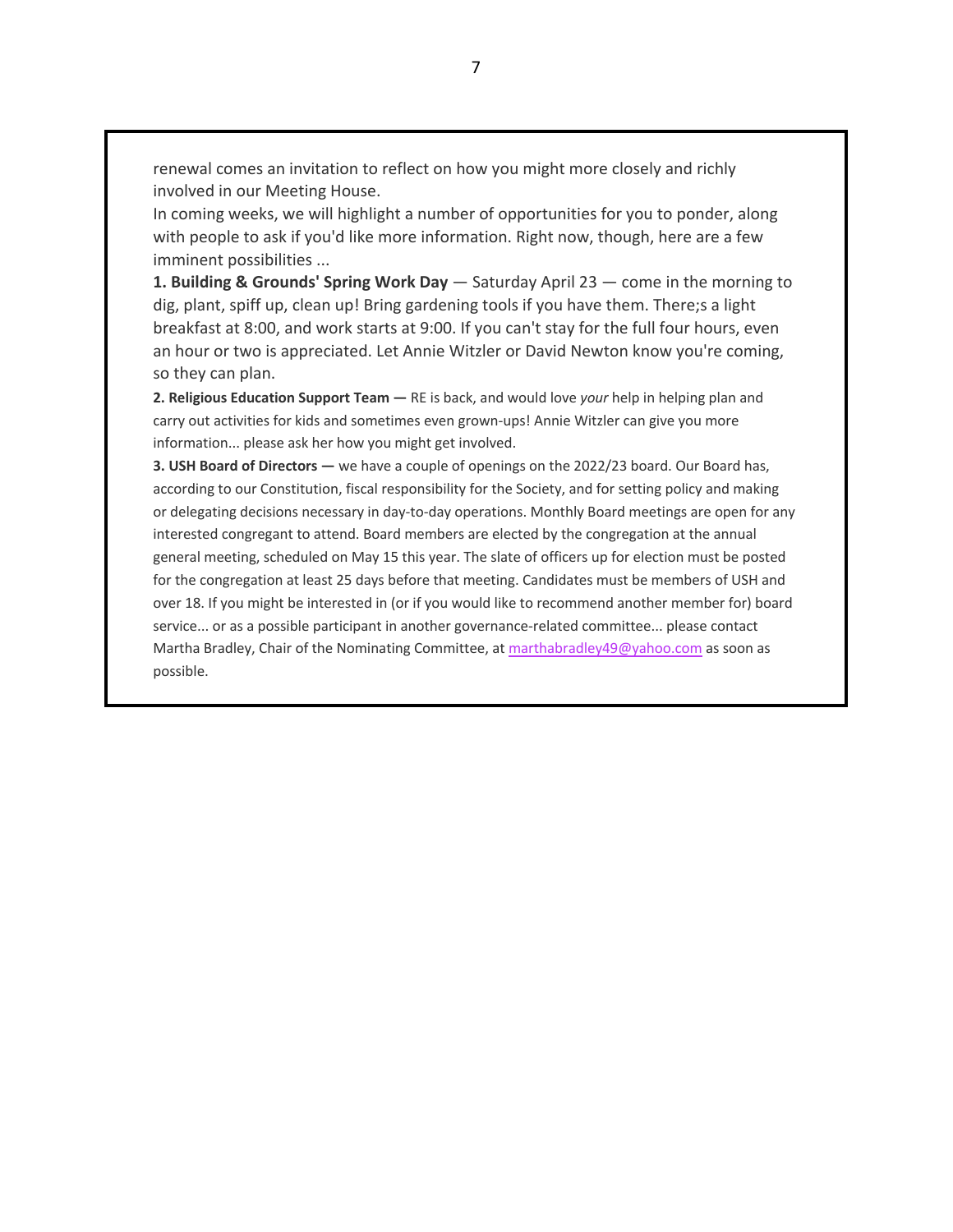renewal comes an invitation to reflect on how you might more closely and richly involved in our Meeting House.

In coming weeks, we will highlight a number of opportunities for you to ponder, along with people to ask if you'd like more information. Right now, though, here are a few imminent possibilities ...

**1. Building & Grounds' Spring Work Day** — Saturday April 23 — come in the morning to dig, plant, spiff up, clean up! Bring gardening tools if you have them. There;s a light breakfast at 8:00, and work starts at 9:00. If you can't stay for the full four hours, even an hour or two is appreciated. Let Annie Witzler or David Newton know you're coming, so they can plan.

**2. Religious Education Support Team —** RE is back, and would love *your* help in helping plan and carry out activities for kids and sometimes even grown-ups! Annie Witzler can give you more information... please ask her how you might get involved.

**3. USH Board of Directors —** we have a couple of openings on the 2022/23 board. Our Board has, according to our Constitution, fiscal responsibility for the Society, and for setting policy and making or delegating decisions necessary in day-to-day operations. Monthly Board meetings are open for any interested congregant to attend. Board members are elected by the congregation at the annual general meeting, scheduled on May 15 this year. The slate of officers up for election must be posted for the congregation at least 25 days before that meeting. Candidates must be members of USH and over 18. If you might be interested in (or if you would like to recommend another member for) board service... or as a possible participant in another governance-related committee... please contact Martha Bradley, Chair of the Nominating Committee, at marthabradley49@yahoo.com as soon as possible.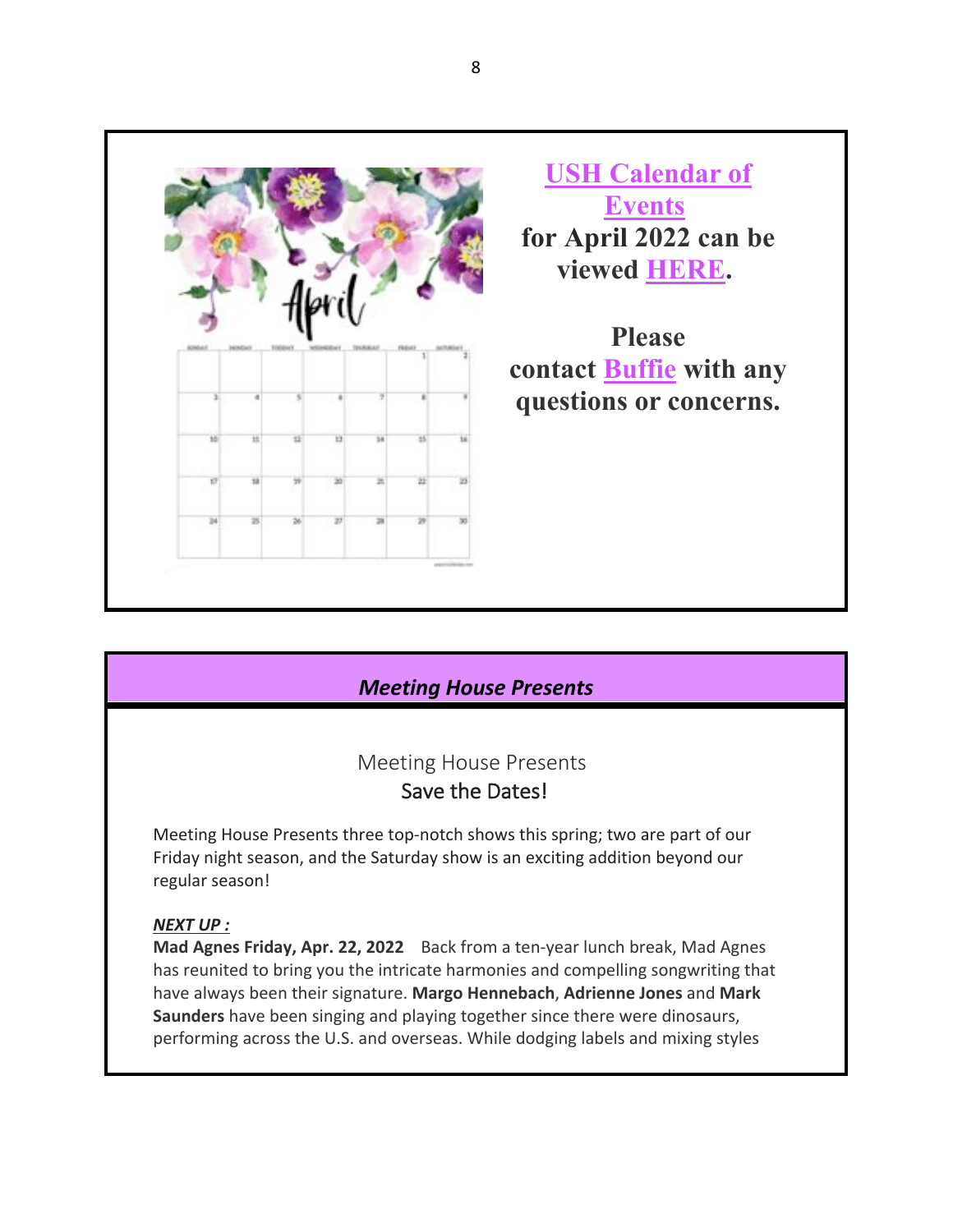**USH Calendar of Events for April 2022 can be viewed HERE.**

**Please contact Buffie with any questions or concerns.**

## *Meeting House Presents*

Meeting House Presents
Save the Dates!

Meeting House Presents three top-notch shows this spring; two are part of our Friday night season, and the Saturday show is an exciting addition beyond our regular season!

***NEXT UP :***

**Mad Agnes Friday, Apr. 22, 2022** Back from a ten-year lunch break, Mad Agnes has reunited to bring you the intricate harmonies and compelling songwriting that have always been their signature. **Margo Hennebach**, **Adrienne Jones** and **Mark Saunders** have been singing and playing together since there were dinosaurs, performing across the U.S. and overseas. While dodging labels and mixing styles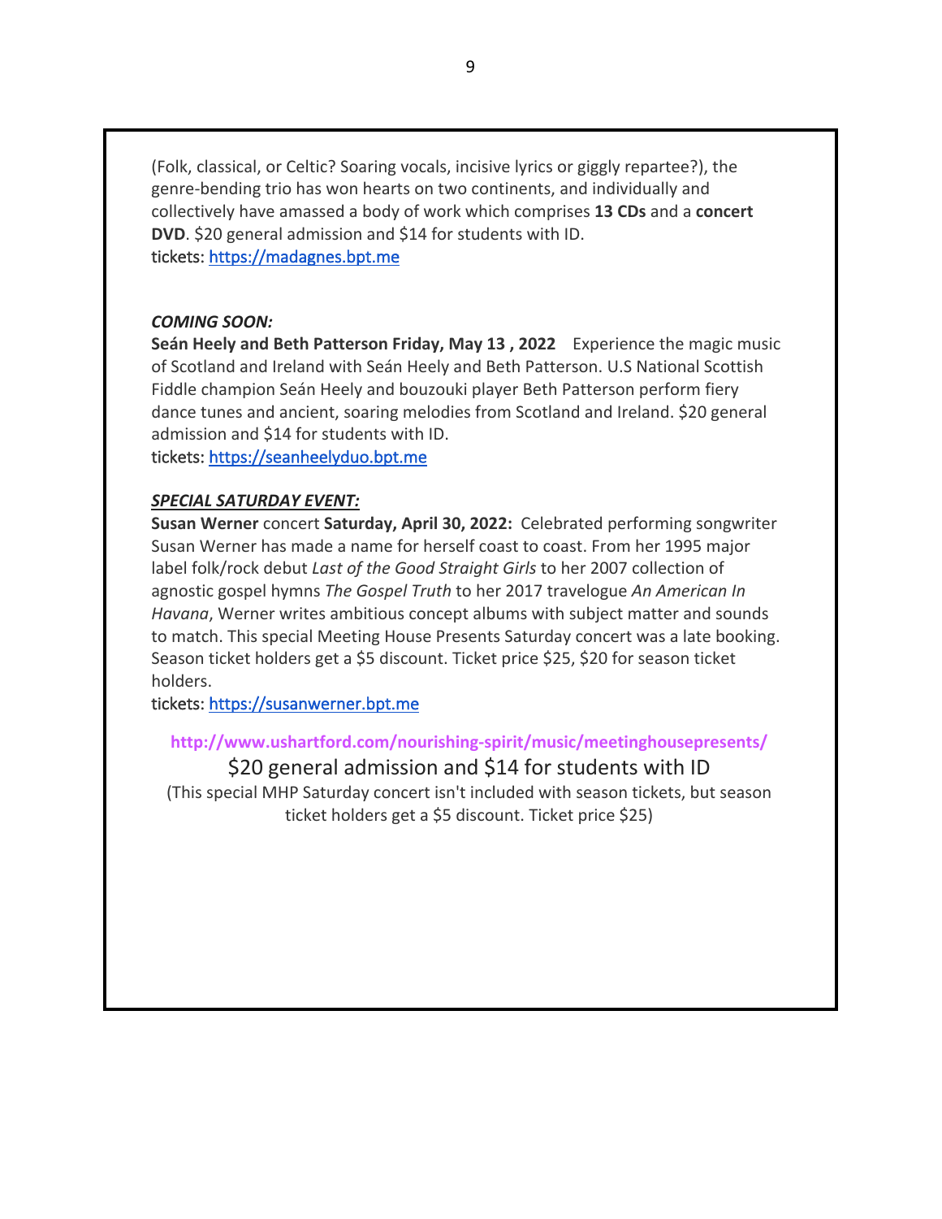(Folk, classical, or Celtic? Soaring vocals, incisive lyrics or giggly repartee?), the genre-bending trio has won hearts on two continents, and individually and collectively have amassed a body of work which comprises **13 CDs** and a **concert DVD**. $20 general admission and $14 for students with ID.
tickets: https://madagnes.bpt.me

***COMING SOON:***
**Seán Heely and Beth Patterson Friday, May 13 , 2022** Experience the magic music of Scotland and Ireland with Seán Heely and Beth Patterson. U.S National Scottish Fiddle champion Seán Heely and bouzouki player Beth Patterson perform fiery dance tunes and ancient, soaring melodies from Scotland and Ireland. $20 general admission and $14 for students with ID.
tickets: https://seanheelyduo.bpt.me

***SPECIAL SATURDAY EVENT:***
**Susan Werner** concert **Saturday, April 30, 2022:** Celebrated performing songwriter Susan Werner has made a name for herself coast to coast. From her 1995 major label folk/rock debut *Last of the Good Straight Girls* to her 2007 collection of agnostic gospel hymns *The Gospel Truth* to her 2017 travelogue *An American In Havana*, Werner writes ambitious concept albums with subject matter and sounds to match. This special Meeting House Presents Saturday concert was a late booking. Season ticket holders get a $5 discount. Ticket price $25, $20 for season ticket holders.
tickets: https://susanwerner.bpt.me

**http://www.ushartford.com/nourishing-spirit/music/meetinghousepresents/**

$20 general admission and $14 for students with ID

(This special MHP Saturday concert isn't included with season tickets, but season ticket holders get a $5 discount. Ticket price $25)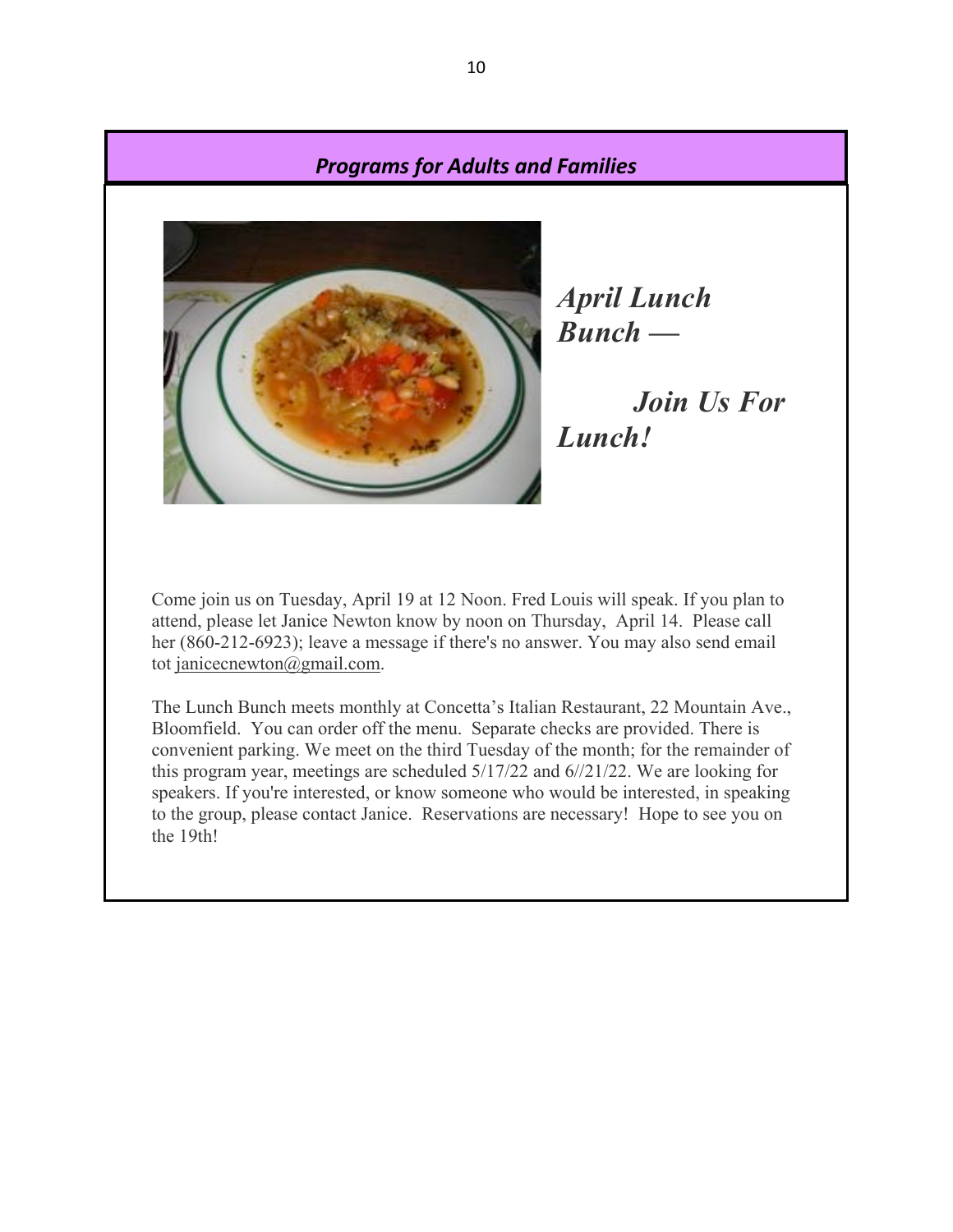## *Programs for Adults and Families*

## *April Lunch Bunch —*

## *Join Us For Lunch!*

Come join us on Tuesday, April 19 at 12 Noon. Fred Louis will speak. If you plan to attend, please let Janice Newton know by noon on Thursday, April 14. Please call her (860-212-6923); leave a message if there's no answer. You may also send email tot janicecnewton@gmail.com.

The Lunch Bunch meets monthly at Concetta's Italian Restaurant, 22 Mountain Ave., Bloomfield. You can order off the menu. Separate checks are provided. There is convenient parking. We meet on the third Tuesday of the month; for the remainder of this program year, meetings are scheduled 5/17/22 and 6//21/22. We are looking for speakers. If you're interested, or know someone who would be interested, in speaking to the group, please contact Janice. Reservations are necessary! Hope to see you on the 19th!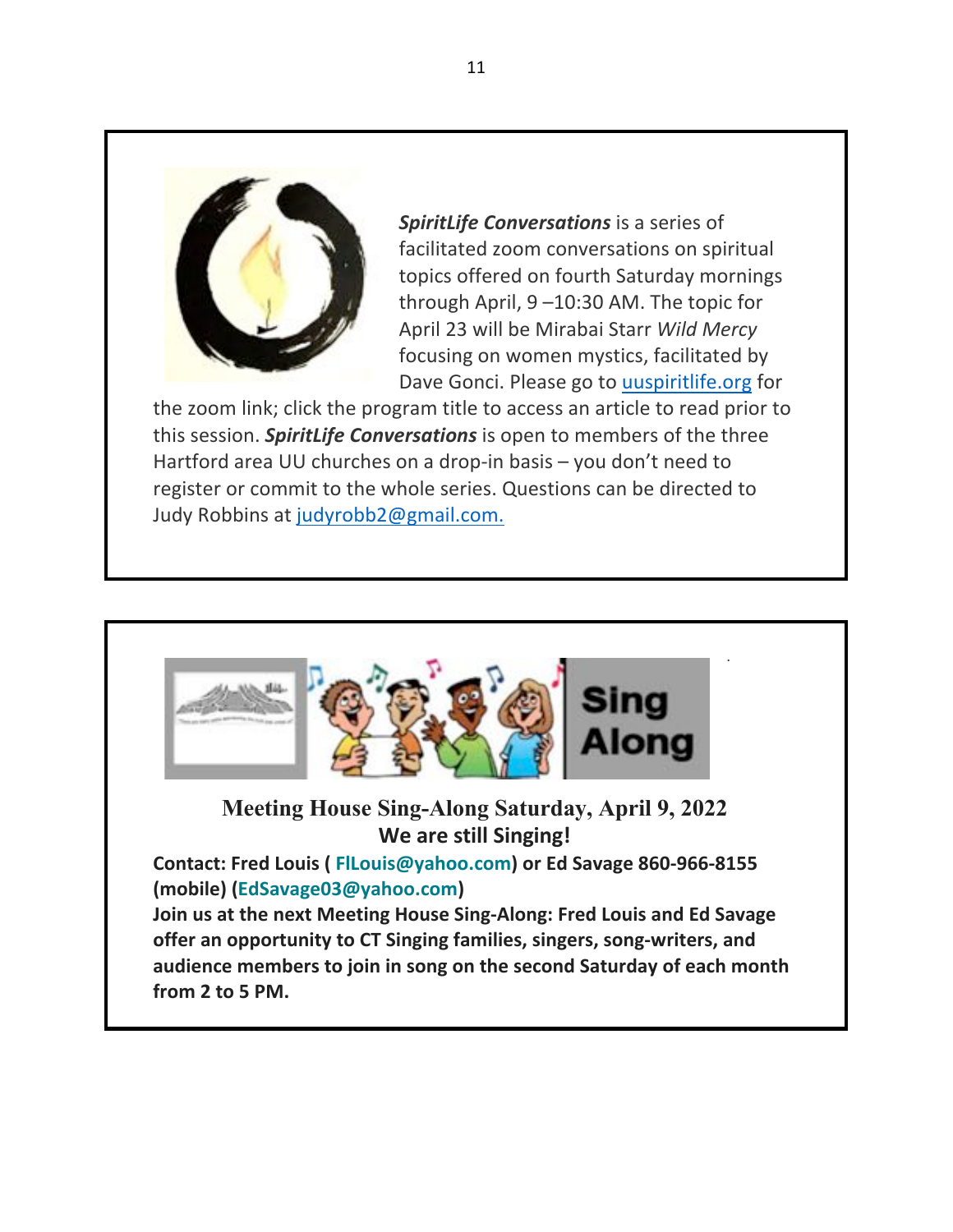***SpiritLife Conversations*** is a series of facilitated zoom conversations on spiritual topics offered on fourth Saturday mornings through April, 9 –10:30 AM. The topic for April 23 will be Mirabai Starr *Wild Mercy* focusing on women mystics, facilitated by Dave Gonci. Please go to uuspiritlife.org for the zoom link; click the program title to access an article to read prior to this session. ***SpiritLife Conversations*** is open to members of the three Hartford area UU churches on a drop-in basis – you don't need to register or commit to the whole series. Questions can be directed to Judy Robbins at judyrobb2@gmail.com.

**Sing Along**

**Meeting House Sing-Along Saturday, April 9, 2022**

**We are still Singing!**

**Contact: Fred Louis ( FlLouis@yahoo.com) or Ed Savage 860-966-8155 (mobile) (EdSavage03@yahoo.com)**

**Join us at the next Meeting House Sing-Along: Fred Louis and Ed Savage offer an opportunity to CT Singing families, singers, song-writers, and audience members to join in song on the second Saturday of each month from 2 to 5 PM.**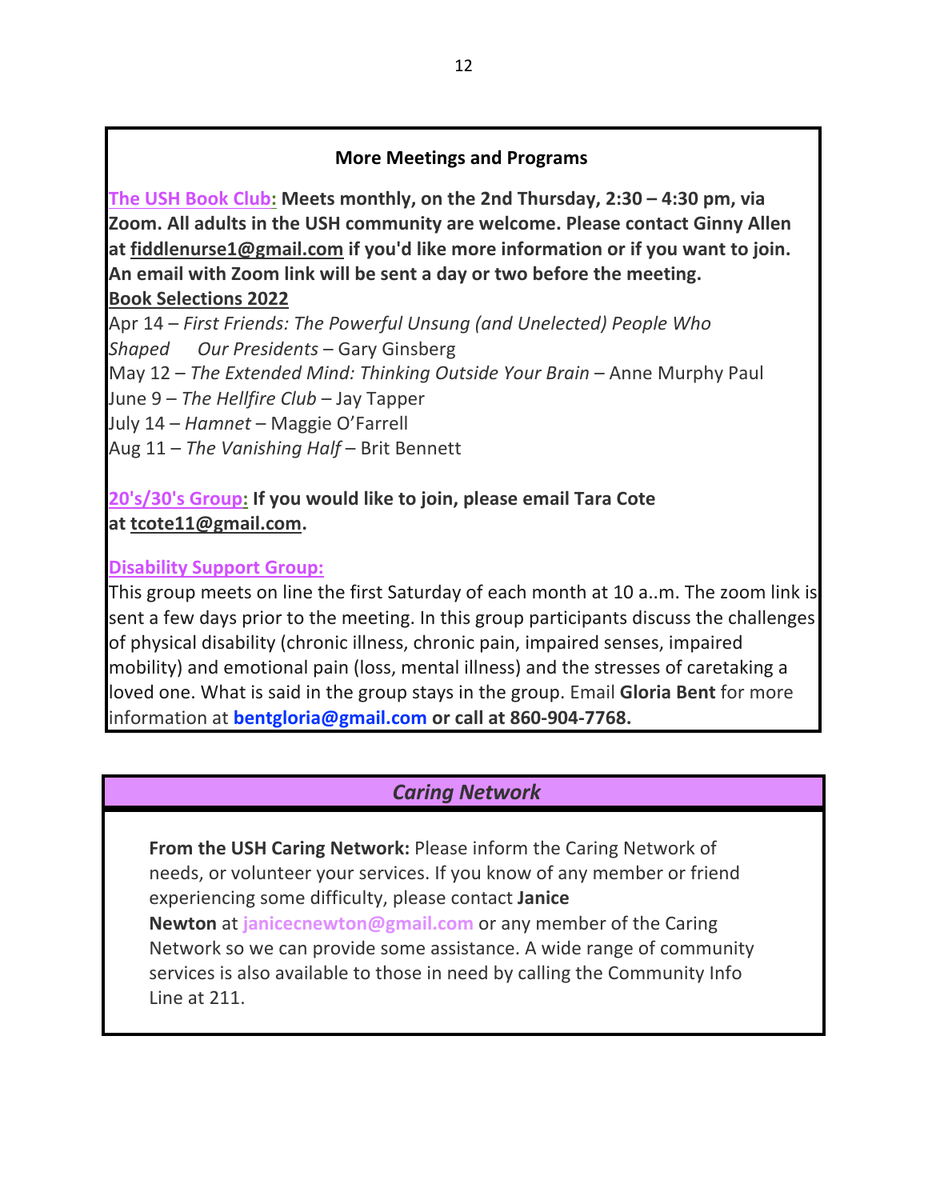## More Meetings and Programs

**The USH Book Club: Meets monthly, on the 2nd Thursday, 2:30 – 4:30 pm, via Zoom. All adults in the USH community are welcome. Please contact Ginny Allen at fiddlenurse1@gmail.com if you'd like more information or if you want to join. An email with Zoom link will be sent a day or two before the meeting.**

**Book Selections 2022**

Apr 14 – *First Friends: The Powerful Unsung (and Unelected) People Who Shaped Our Presidents* – Gary Ginsberg
May 12 – *The Extended Mind: Thinking Outside Your Brain* – Anne Murphy Paul
June 9 – *The Hellfire Club* – Jay Tapper
July 14 – *Hamnet* – Maggie O'Farrell
Aug 11 – *The Vanishing Half* – Brit Bennett

**20's/30's Group: If you would like to join, please email Tara Cote at tcote11@gmail.com.**

**Disability Support Group:**

This group meets on line the first Saturday of each month at 10 a..m. The zoom link is sent a few days prior to the meeting. In this group participants discuss the challenges of physical disability (chronic illness, chronic pain, impaired senses, impaired mobility) and emotional pain (loss, mental illness) and the stresses of caretaking a loved one. What is said in the group stays in the group. Email **Gloria Bent** for more information at **bentgloria@gmail.com or call at 860-904-7768.**

## *Caring Network*

**From the USH Caring Network:** Please inform the Caring Network of needs, or volunteer your services. If you know of any member or friend experiencing some difficulty, please contact **Janice Newton** at janicecnewton@gmail.com or any member of the Caring Network so we can provide some assistance. A wide range of community services is also available to those in need by calling the Community Info Line at 211.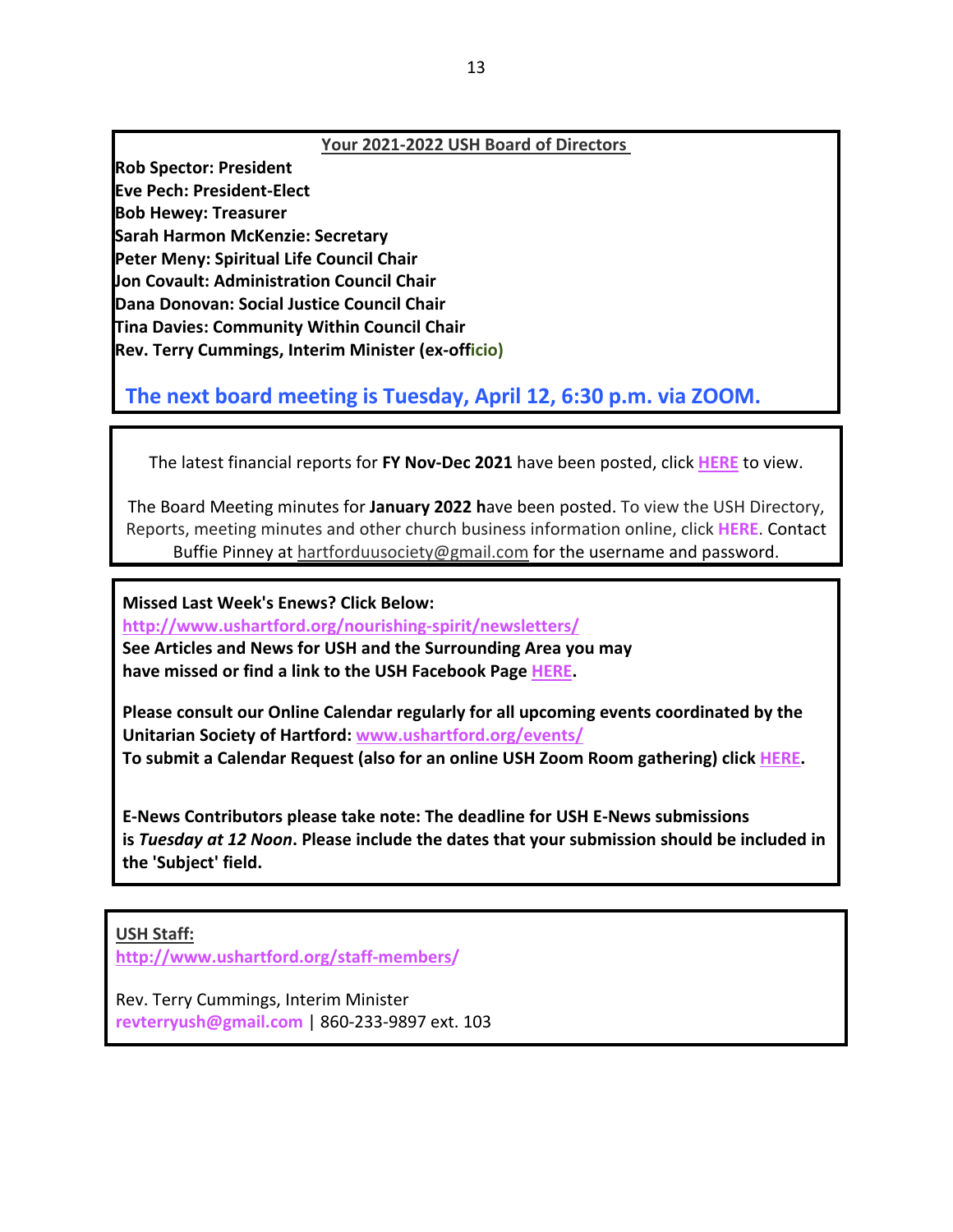## Your 2021-2022 USH Board of Directors

**Rob Spector: President**
**Eve Pech: President-Elect**
**Bob Hewey: Treasurer**
**Sarah Harmon McKenzie: Secretary**
**Peter Meny: Spiritual Life Council Chair**
**Jon Covault: Administration Council Chair**
**Dana Donovan: Social Justice Council Chair**
**Tina Davies: Community Within Council Chair**
**Rev. Terry Cummings, Interim Minister (ex-officio)**

**The next board meeting is Tuesday, April 12, 6:30 p.m. via ZOOM.**

The latest financial reports for **FY Nov-Dec 2021** have been posted, click **HERE** to view.

The Board Meeting minutes for **January 2022 h**ave been posted. To view the USH Directory, Reports, meeting minutes and other church business information online, click **HERE**. Contact Buffie Pinney at hartforduusociety@gmail.com for the username and password.

**Missed Last Week's Enews? Click Below:**
**http://www.ushartford.org/nourishing-spirit/newsletters/**
**See Articles and News for USH and the Surrounding Area you may have missed or find a link to the USH Facebook Page HERE.**

**Please consult our Online Calendar regularly for all upcoming events coordinated by the Unitarian Society of Hartford: www.ushartford.org/events/**
**To submit a Calendar Request (also for an online USH Zoom Room gathering) click HERE.**

**E-News Contributors please take note: The deadline for USH E-News submissions is *Tuesday at 12 Noon*. Please include the dates that your submission should be included in the 'Subject' field.**

**USH Staff:**
**http://www.ushartford.org/staff-members/**

Rev. Terry Cummings, Interim Minister
**revterryush@gmail.com** | 860-233-9897 ext. 103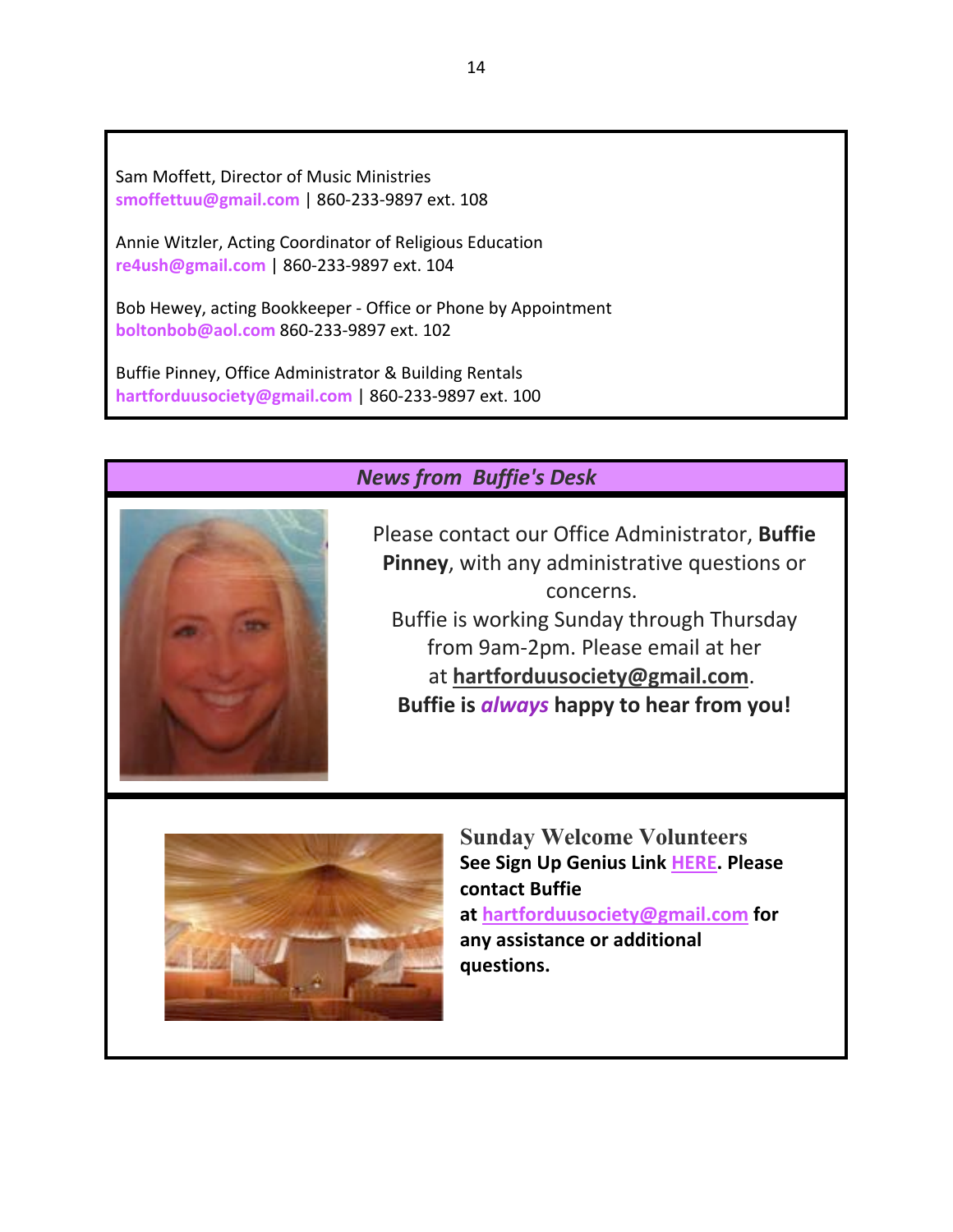Sam Moffett, Director of Music Ministries
smoffettuu@gmail.com | 860-233-9897 ext. 108

Annie Witzler, Acting Coordinator of Religious Education
re4ush@gmail.com | 860-233-9897 ext. 104

Bob Hewey, acting Bookkeeper - Office or Phone by Appointment
boltonbob@aol.com 860-233-9897 ext. 102

Buffie Pinney, Office Administrator & Building Rentals
hartforduusociety@gmail.com | 860-233-9897 ext. 100

## *News from Buffie's Desk*

Please contact our Office Administrator, **Buffie Pinney**, with any administrative questions or concerns.
Buffie is working Sunday through Thursday from 9am-2pm. Please email at her at **hartforduusociety@gmail.com**.
**Buffie is *always* happy to hear from you!**

### Sunday Welcome Volunteers

**See Sign Up Genius Link HERE. Please contact Buffie at hartforduusociety@gmail.com for any assistance or additional questions.**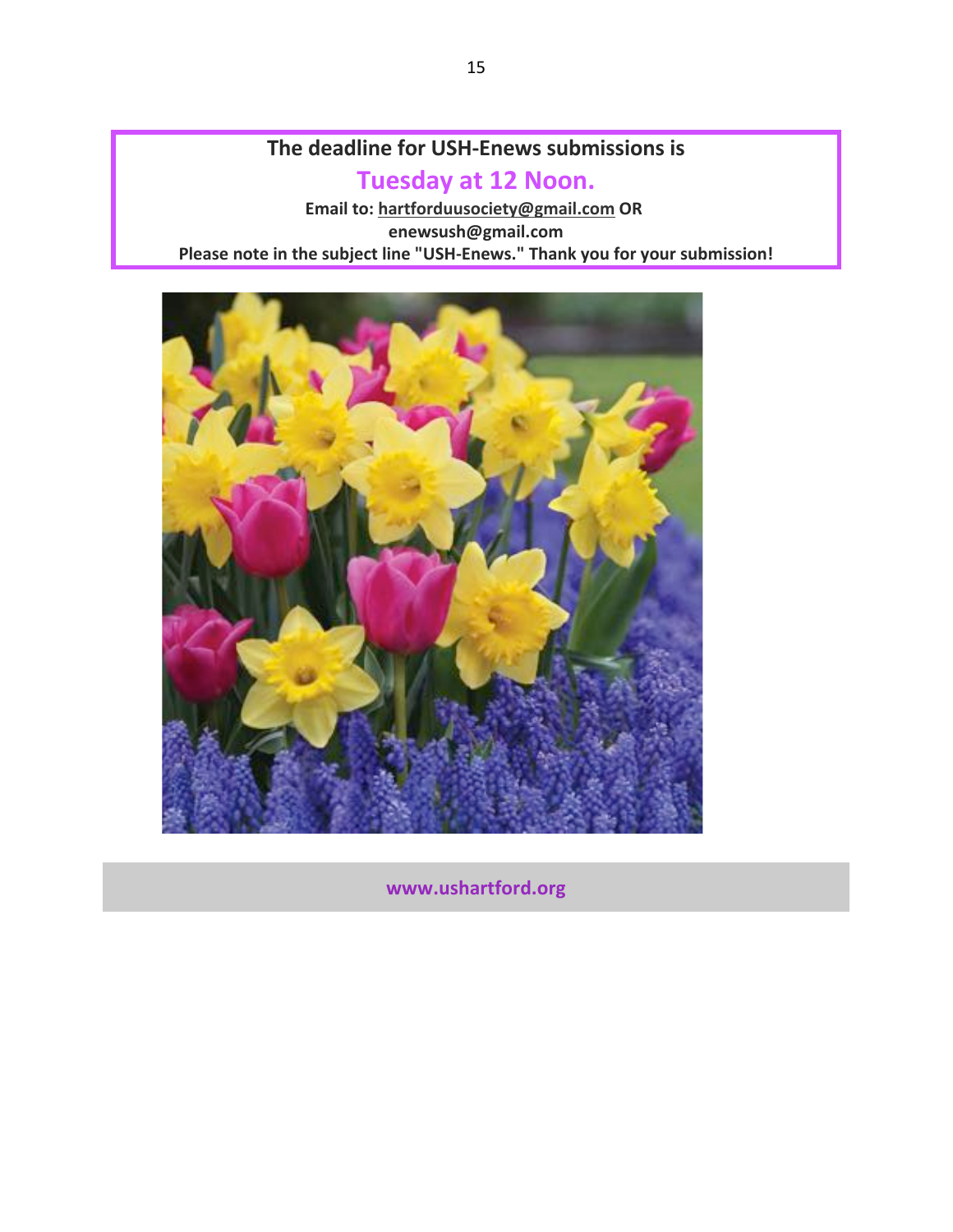**The deadline for USH-Enews submissions is**

**Tuesday at 12 Noon.**

**Email to: hartforduusociety@gmail.com OR enewsush@gmail.com**

**Please note in the subject line "USH-Enews." Thank you for your submission!**

**www.ushartford.org**